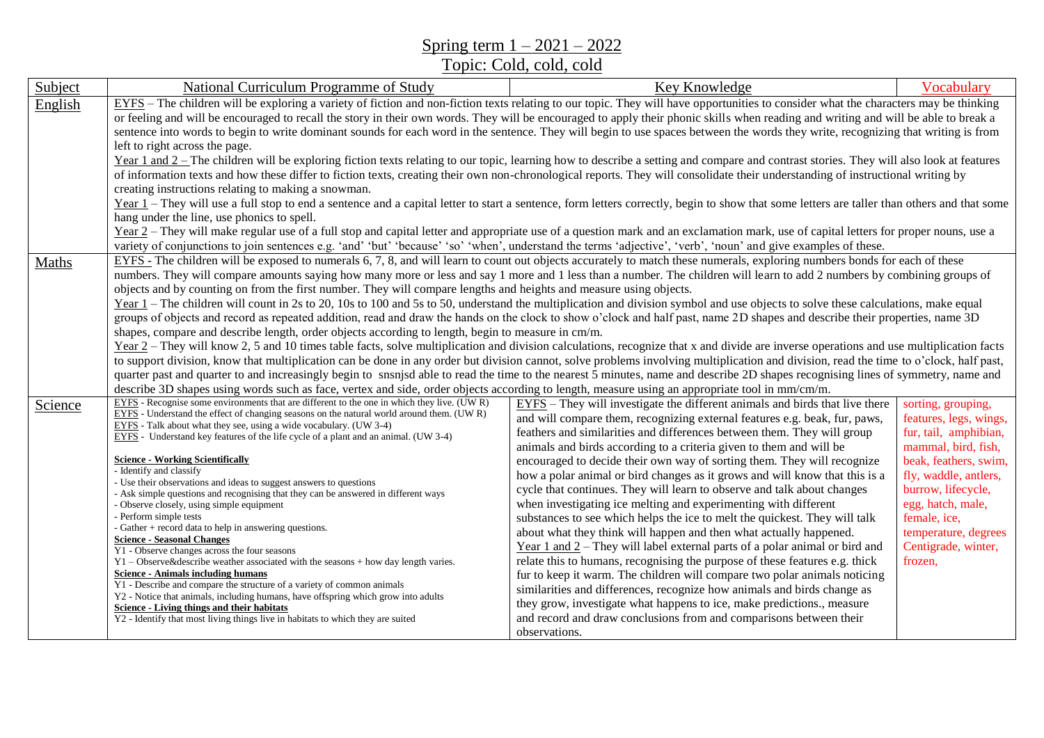# Spring term 1 – 2021 – 2022

## Topic: Cold, cold, cold

| Subject | National Curriculum Programme of Study | Key Knowledge | Vocabulary |
| --- | --- | --- | --- |
| English | EYFS – The children will be exploring a variety of fiction and non-fiction texts relating to our topic. They will have opportunities to consider what the characters may be thinking or feeling and will be encouraged to recall the story in their own words. They will be encouraged to apply their phonic skills when reading and writing and will be able to break a sentence into words to begin to write dominant sounds for each word in the sentence. They will begin to use spaces between the words they write, recognizing that writing is from left to right across the page.<br>Year 1 and 2 – The children will be exploring fiction texts relating to our topic, learning how to describe a setting and compare and contrast stories. They will also look at features of information texts and how these differ to fiction texts, creating their own non-chronological reports. They will consolidate their understanding of instructional writing by creating instructions relating to making a snowman.<br>Year 1 – They will use a full stop to end a sentence and a capital letter to start a sentence, form letters correctly, begin to show that some letters are taller than others and that some hang under the line, use phonics to spell.<br>Year 2 – They will make regular use of a full stop and capital letter and appropriate use of a question mark and an exclamation mark, use of capital letters for proper nouns, use a variety of conjunctions to join sentences e.g. 'and' 'but' 'because' 'so' 'when', understand the terms 'adjective', 'verb', 'noun' and give examples of these. | | |
| Maths | EYFS - The children will be exposed to numerals 6, 7, 8, and will learn to count out objects accurately to match these numerals, exploring numbers bonds for each of these numbers. They will compare amounts saying how many more or less and say 1 more and 1 less than a number. The children will learn to add 2 numbers by combining groups of objects and by counting on from the first number. They will compare lengths and heights and measure using objects.<br>Year 1 – The children will count in 2s to 20, 10s to 100 and 5s to 50, understand the multiplication and division symbol and use objects to solve these calculations, make equal groups of objects and record as repeated addition, read and draw the hands on the clock to show o'clock and half past, name 2D shapes and describe their properties, name 3D shapes, compare and describe length, order objects according to length, begin to measure in cm/m.<br>Year 2 – They will know 2, 5 and 10 times table facts, solve multiplication and division calculations, recognize that x and divide are inverse operations and use multiplication facts to support division, know that multiplication can be done in any order but division cannot, solve problems involving multiplication and division, read the time to o'clock, half past, quarter past and quarter to and increasingly begin to snsnjsd able to read the time to the nearest 5 minutes, name and describe 2D shapes recognising lines of symmetry, name and describe 3D shapes using words such as face, vertex and side, order objects according to length, measure using an appropriate tool in mm/cm/m. | | |
| Science | EYFS - Recognise some environments that are different to the one in which they live. (UW R)<br>EYFS - Understand the effect of changing seasons on the natural world around them. (UW R)<br>EYFS - Talk about what they see, using a wide vocabulary. (UW 3-4)<br>EYFS - Understand key features of the life cycle of a plant and an animal. (UW 3-4)<br><br>**Science - Working Scientifically**<br>- Identify and classify<br>- Use their observations and ideas to suggest answers to questions<br>- Ask simple questions and recognising that they can be answered in different ways<br>- Observe closely, using simple equipment<br>- Perform simple tests<br>- Gather + record data to help in answering questions.<br>**Science - Seasonal Changes**<br>Y1 - Observe changes across the four seasons<br>Y1 – Observe&describe weather associated with the seasons + how day length varies.<br>**Science - Animals including humans**<br>Y1 - Describe and compare the structure of a variety of common animals<br>Y2 - Notice that animals, including humans, have offspring which grow into adults<br>**Science - Living things and their habitats**<br>Y2 - Identify that most living things live in habitats to which they are suited | EYFS – They will investigate the different animals and birds that live there and will compare them, recognizing external features e.g. beak, fur, paws, feathers and similarities and differences between them. They will group animals and birds according to a criteria given to them and will be encouraged to decide their own way of sorting them. They will recognize how a polar animal or bird changes as it grows and will know that this is a cycle that continues. They will learn to observe and talk about changes when investigating ice melting and experimenting with different substances to see which helps the ice to melt the quickest. They will talk about what they think will happen and then what actually happened.<br>Year 1 and 2 – They will label external parts of a polar animal or bird and relate this to humans, recognising the purpose of these features e.g. thick fur to keep it warm. The children will compare two polar animals noticing similarities and differences, recognize how animals and birds change as they grow, investigate what happens to ice, make predictions., measure and record and draw conclusions from and comparisons between their observations. | sorting, grouping, features, legs, wings, fur, tail, amphibian, mammal, bird, fish, beak, feathers, swim, fly, waddle, antlers, burrow, lifecycle, egg, hatch, male, female, ice, temperature, degrees Centigrade, winter, frozen, |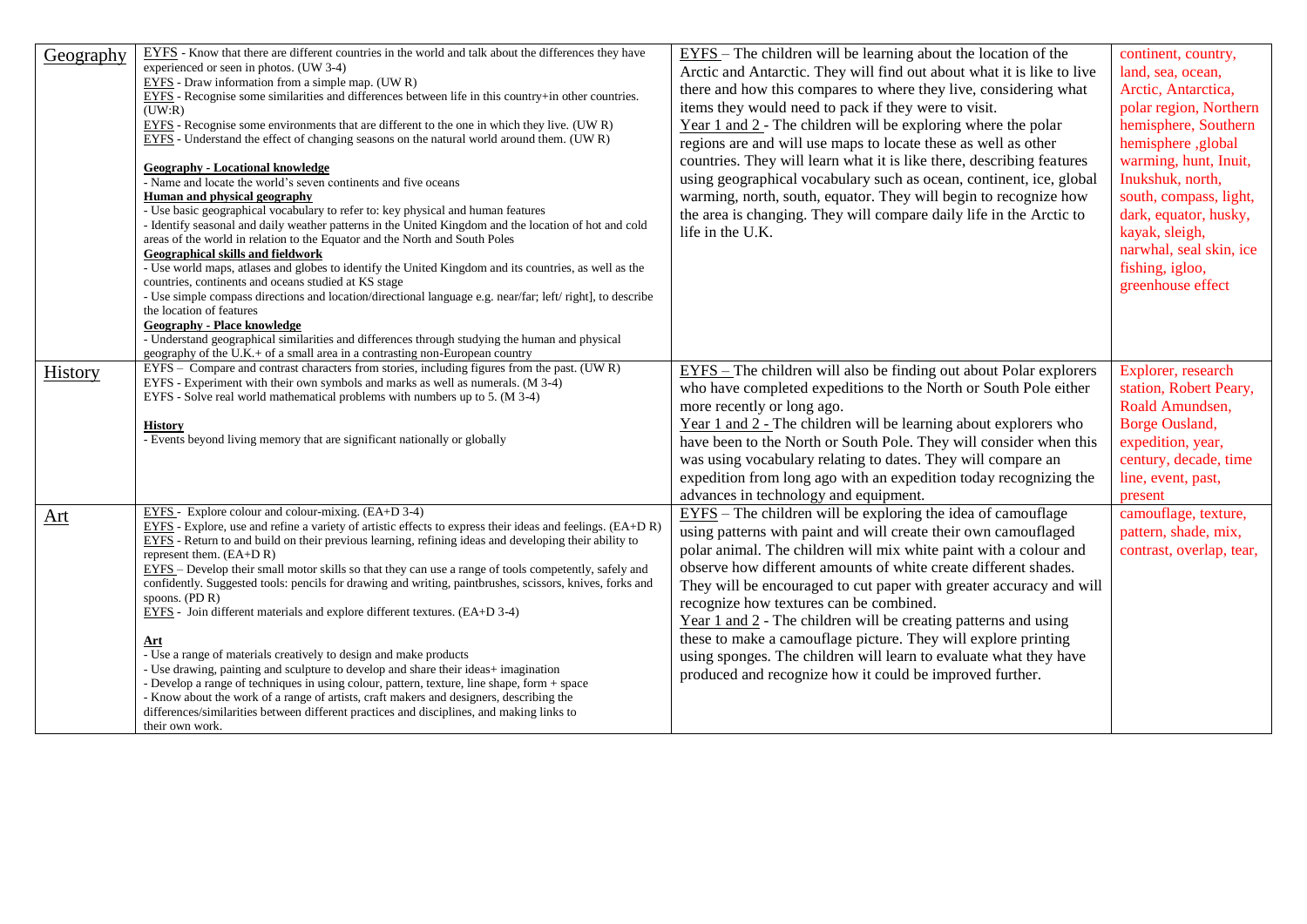| Geography | EYFS - Know that there are different countries in the world and talk about the differences they have experienced or seen in photos. (UW 3-4)<br>EYFS - Draw information from a simple map. (UW R)<br>EYFS - Recognise some similarities and differences between life in this country+in other countries. (UW:R)<br>EYFS - Recognise some environments that are different to the one in which they live. (UW R)<br>EYFS - Understand the effect of changing seasons on the natural world around them. (UW R)<br><br>**Geography - Locational knowledge**<br>- Name and locate the world's seven continents and five oceans<br>**Human and physical geography**<br>- Use basic geographical vocabulary to refer to: key physical and human features<br>- Identify seasonal and daily weather patterns in the United Kingdom and the location of hot and cold areas of the world in relation to the Equator and the North and South Poles<br>**Geographical skills and fieldwork**<br>- Use world maps, atlases and globes to identify the United Kingdom and its countries, as well as the countries, continents and oceans studied at KS stage<br>- Use simple compass directions and location/directional language e.g. near/far; left/ right], to describe the location of features<br>**Geography - Place knowledge**<br>- Understand geographical similarities and differences through studying the human and physical geography of the U.K.+ of a small area in a contrasting non-European country | EYFS – The children will be learning about the location of the Arctic and Antarctic. They will find out about what it is like to live there and how this compares to where they live, considering what items they would need to pack if they were to visit.<br>Year 1 and 2 - The children will be exploring where the polar regions are and will use maps to locate these as well as other countries. They will learn what it is like there, describing features using geographical vocabulary such as ocean, continent, ice, global warming, north, south, equator. They will begin to recognize how the area is changing. They will compare daily life in the Arctic to life in the U.K. | continent, country, land, sea, ocean, Arctic, Antarctica, polar region, Northern hemisphere, Southern hemisphere ,global warming, hunt, Inuit, Inukshuk, north, south, compass, light, dark, equator, husky, kayak, sleigh, narwhal, seal skin, ice fishing, igloo, greenhouse effect |
|---|---|---|---|
| History | EYFS – Compare and contrast characters from stories, including figures from the past. (UW R)<br>EYFS - Experiment with their own symbols and marks as well as numerals. (M 3-4)<br>EYFS - Solve real world mathematical problems with numbers up to 5. (M 3-4)<br><br>**History**<br>- Events beyond living memory that are significant nationally or globally | EYFS – The children will also be finding out about Polar explorers who have completed expeditions to the North or South Pole either more recently or long ago.<br>Year 1 and 2 - The children will be learning about explorers who have been to the North or South Pole. They will consider when this was using vocabulary relating to dates. They will compare an expedition from long ago with an expedition today recognizing the advances in technology and equipment. | Explorer, research station, Robert Peary, Roald Amundsen, Borge Ousland, expedition, year, century, decade, time line, event, past, present |
| Art | EYFS - Explore colour and colour-mixing. (EA+D 3-4)<br>EYFS - Explore, use and refine a variety of artistic effects to express their ideas and feelings. (EA+D R)<br>EYFS - Return to and build on their previous learning, refining ideas and developing their ability to represent them. (EA+D R)<br>EYFS – Develop their small motor skills so that they can use a range of tools competently, safely and confidently. Suggested tools: pencils for drawing and writing, paintbrushes, scissors, knives, forks and spoons. (PD R)<br>EYFS - Join different materials and explore different textures. (EA+D 3-4)<br><br>**Art**<br>- Use a range of materials creatively to design and make products<br>- Use drawing, painting and sculpture to develop and share their ideas+ imagination<br>- Develop a range of techniques in using colour, pattern, texture, line shape, form + space<br>- Know about the work of a range of artists, craft makers and designers, describing the differences/similarities between different practices and disciplines, and making links to their own work. | EYFS – The children will be exploring the idea of camouflage using patterns with paint and will create their own camouflaged polar animal. The children will mix white paint with a colour and observe how different amounts of white create different shades. They will be encouraged to cut paper with greater accuracy and will recognize how textures can be combined.<br>Year 1 and 2 - The children will be creating patterns and using these to make a camouflage picture. They will explore printing using sponges. The children will learn to evaluate what they have produced and recognize how it could be improved further. | camouflage, texture, pattern, shade, mix, contrast, overlap, tear, |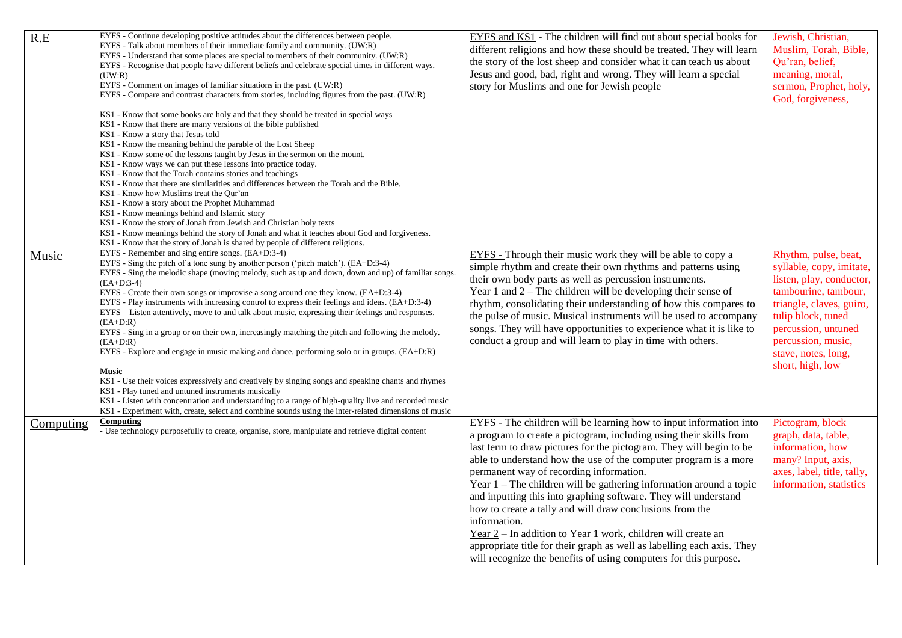| R.E | EYFS - Continue developing positive attitudes about the differences between people.<br>EYFS - Talk about members of their immediate family and community. (UW:R)<br>EYFS - Understand that some places are special to members of their community. (UW:R)<br>EYFS - Recognise that people have different beliefs and celebrate special times in different ways. (UW:R)<br>EYFS - Comment on images of familiar situations in the past. (UW:R)<br>EYFS - Compare and contrast characters from stories, including figures from the past. (UW:R)<br><br>KS1 - Know that some books are holy and that they should be treated in special ways<br>KS1 - Know that there are many versions of the bible published<br>KS1 - Know a story that Jesus told<br>KS1 - Know the meaning behind the parable of the Lost Sheep<br>KS1 - Know some of the lessons taught by Jesus in the sermon on the mount.<br>KS1 - Know ways we can put these lessons into practice today.<br>KS1 - Know that the Torah contains stories and teachings<br>KS1 - Know that there are similarities and differences between the Torah and the Bible.<br>KS1 - Know how Muslims treat the Qur'an<br>KS1 - Know a story about the Prophet Muhammad<br>KS1 - Know meanings behind and Islamic story<br>KS1 - Know the story of Jonah from Jewish and Christian holy texts<br>KS1 - Know meanings behind the story of Jonah and what it teaches about God and forgiveness.<br>KS1 - Know that the story of Jonah is shared by people of different religions. | EYFS and KS1 - The children will find out about special books for different religions and how these should be treated. They will learn the story of the lost sheep and consider what it can teach us about Jesus and good, bad, right and wrong. They will learn a special story for Muslims and one for Jewish people | Jewish, Christian, Muslim, Torah, Bible, Qu'ran, belief, meaning, moral, sermon, Prophet, holy, God, forgiveness, |
|---|---|---|---|
| Music | EYFS - Remember and sing entire songs. (EA+D:3-4)<br>EYFS - Sing the pitch of a tone sung by another person ('pitch match'). (EA+D:3-4)<br>EYFS - Sing the melodic shape (moving melody, such as up and down, down and up) of familiar songs. (EA+D:3-4)<br>EYFS - Create their own songs or improvise a song around one they know. (EA+D:3-4)<br>EYFS - Play instruments with increasing control to express their feelings and ideas. (EA+D:3-4)<br>EYFS – Listen attentively, move to and talk about music, expressing their feelings and responses. (EA+D:R)<br>EYFS - Sing in a group or on their own, increasingly matching the pitch and following the melody. (EA+D:R)<br>EYFS - Explore and engage in music making and dance, performing solo or in groups. (EA+D:R)<br><br>**Music**<br>KS1 - Use their voices expressively and creatively by singing songs and speaking chants and rhymes<br>KS1 - Play tuned and untuned instruments musically<br>KS1 - Listen with concentration and understanding to a range of high-quality live and recorded music<br>KS1 - Experiment with, create, select and combine sounds using the inter-related dimensions of music | EYFS - Through their music work they will be able to copy a simple rhythm and create their own rhythms and patterns using their own body parts as well as percussion instruments.<br>Year 1 and 2 – The children will be developing their sense of rhythm, consolidating their understanding of how this compares to the pulse of music. Musical instruments will be used to accompany songs. They will have opportunities to experience what it is like to conduct a group and will learn to play in time with others. | Rhythm, pulse, beat, syllable, copy, imitate, listen, play, conductor, tambourine, tambour, triangle, claves, guiro, tulip block, tuned percussion, untuned percussion, music, stave, notes, long, short, high, low |
| Computing | **Computing**<br>- Use technology purposefully to create, organise, store, manipulate and retrieve digital content | EYFS - The children will be learning how to input information into a program to create a pictogram, including using their skills from last term to draw pictures for the pictogram. They will begin to be able to understand how the use of the computer program is a more permanent way of recording information.<br>Year 1 – The children will be gathering information around a topic and inputting this into graphing software. They will understand how to create a tally and will draw conclusions from the information.<br>Year 2 – In addition to Year 1 work, children will create an appropriate title for their graph as well as labelling each axis. They will recognize the benefits of using computers for this purpose. | Pictogram, block graph, data, table, information, how many? Input, axis, axes, label, title, tally, information, statistics |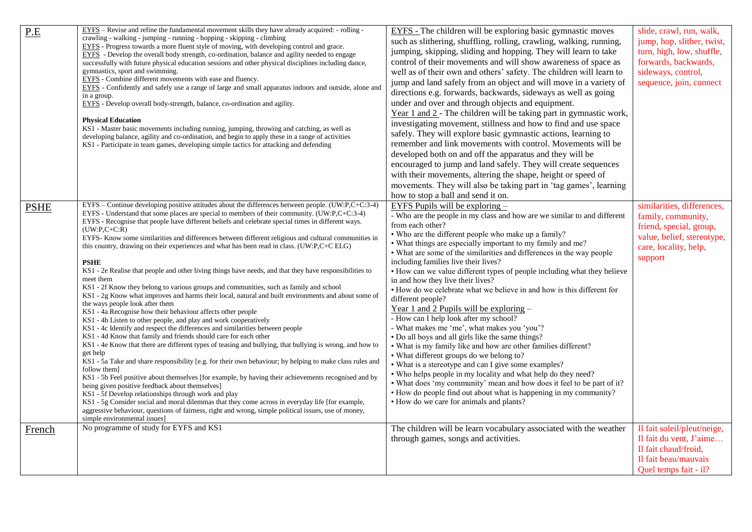| | | | |
|---|---|---|---|
| P.E | EYFS – Revise and refine the fundamental movement skills they have already acquired: - rolling - crawling - walking - jumping - running - hopping - skipping - climbing<br>EYFS - Progress towards a more fluent style of moving, with developing control and grace.<br>EYFS - Develop the overall body strength, co-ordination, balance and agility needed to engage successfully with future physical education sessions and other physical disciplines including dance, gymnastics, sport and swimming.<br>EYFS - Combine different movements with ease and fluency.<br>EYFS - Confidently and safely use a range of large and small apparatus indoors and outside, alone and in a group.<br>EYFS - Develop overall body-strength, balance, co-ordination and agility.<br><br>**Physical Education**<br>KS1 - Master basic movements including running, jumping, throwing and catching, as well as developing balance, agility and co-ordination, and begin to apply these in a range of activities<br>KS1 - Participate in team games, developing simple tactics for attacking and defending | EYFS - The children will be exploring basic gymnastic moves such as slithering, shuffling, rolling, crawling, walking, running, jumping, skipping, sliding and hopping. They will learn to take control of their movements and will show awareness of space as well as of their own and others' safety. The children will learn to jump and land safely from an object and will move in a variety of directions e.g. forwards, backwards, sideways as well as going under and over and through objects and equipment.<br>Year 1 and 2 - The children will be taking part in gymnastic work, investigating movement, stillness and how to find and use space safely. They will explore basic gymnastic actions, learning to remember and link movements with control. Movements will be developed both on and off the apparatus and they will be encouraged to jump and land safely. They will create sequences with their movements, altering the shape, height or speed of movements. They will also be taking part in 'tag games', learning how to stop a ball and send it on. | slide, crawl, run, walk, jump, hop, slither, twist, turn, high, low, shuffle, forwards, backwards, sideways, control, sequence, join, connect |
| PSHE | EYFS – Continue developing positive attitudes about the differences between people. (UW:P,C+C:3-4)<br>EYFS - Understand that some places are special to members of their community. (UW:P,C+C:3-4)<br>EYFS - Recognise that people have different beliefs and celebrate special times in different ways. (UW:P,C+C:R)<br>EYFS- Know some similarities and differences between different religious and cultural communities in this country, drawing on their experiences and what has been read in class. (UW:P,C+C ELG)<br><br>**PSHE**<br>KS1 - 2e Realise that people and other living things have needs, and that they have responsibilities to meet them<br>KS1 - 2f Know they belong to various groups and communities, such as family and school<br>KS1 - 2g Know what improves and harms their local, natural and built environments and about some of the ways people look after them<br>KS1 - 4a Recognise how their behaviour affects other people<br>KS1 - 4b Listen to other people, and play and work cooperatively<br>KS1 - 4c Identify and respect the differences and similarities between people<br>KS1 - 4d Know that family and friends should care for each other<br>KS1 - 4e Know that there are different types of teasing and bullying, that bullying is wrong, and how to get help<br>KS1 - 5a Take and share responsibility [e.g. for their own behaviour; by helping to make class rules and follow them]<br>KS1 - 5b Feel positive about themselves [for example, by having their achievements recognised and by being given positive feedback about themselves]<br>KS1 - 5f Develop relationships through work and play<br>KS1 - 5g Consider social and moral dilemmas that they come across in everyday life [for example, aggressive behaviour, questions of fairness, right and wrong, simple political issues, use of money, simple environmental issues] | EYFS Pupils will be exploring –<br>- Who are the people in my class and how are we similar to and different from each other?<br>• Who are the different people who make up a family?<br>• What things are especially important to my family and me?<br>• What are some of the similarities and differences in the way people including families live their lives?<br>• How can we value different types of people including what they believe in and how they live their lives?<br>• How do we celebrate what we believe in and how is this different for different people?<br>Year 1 and 2 Pupils will be exploring –<br>- How can I help look after my school?<br>- What makes me 'me', what makes you 'you'?<br>• Do all boys and all girls like the same things?<br>• What is my family like and how are other families different?<br>• What different groups do we belong to?<br>• What is a stereotype and can I give some examples?<br>• Who helps people in my locality and what help do they need?<br>• What does 'my community' mean and how does it feel to be part of it?<br>• How do people find out about what is happening in my community?<br>• How do we care for animals and plants? | similarities, differences, family, community, friend, special, group, value, belief, stereotype, care, locality, help, support |
| French | No programme of study for EYFS and KS1 | The children will be learn vocabulary associated with the weather through games, songs and activities. | Il fait soleil/pleut/neige, Il fait du vent, J'aime…<br>Il fait chaud/froid,<br>Il fait beau/mauvais<br>Quel temps fait - il? |